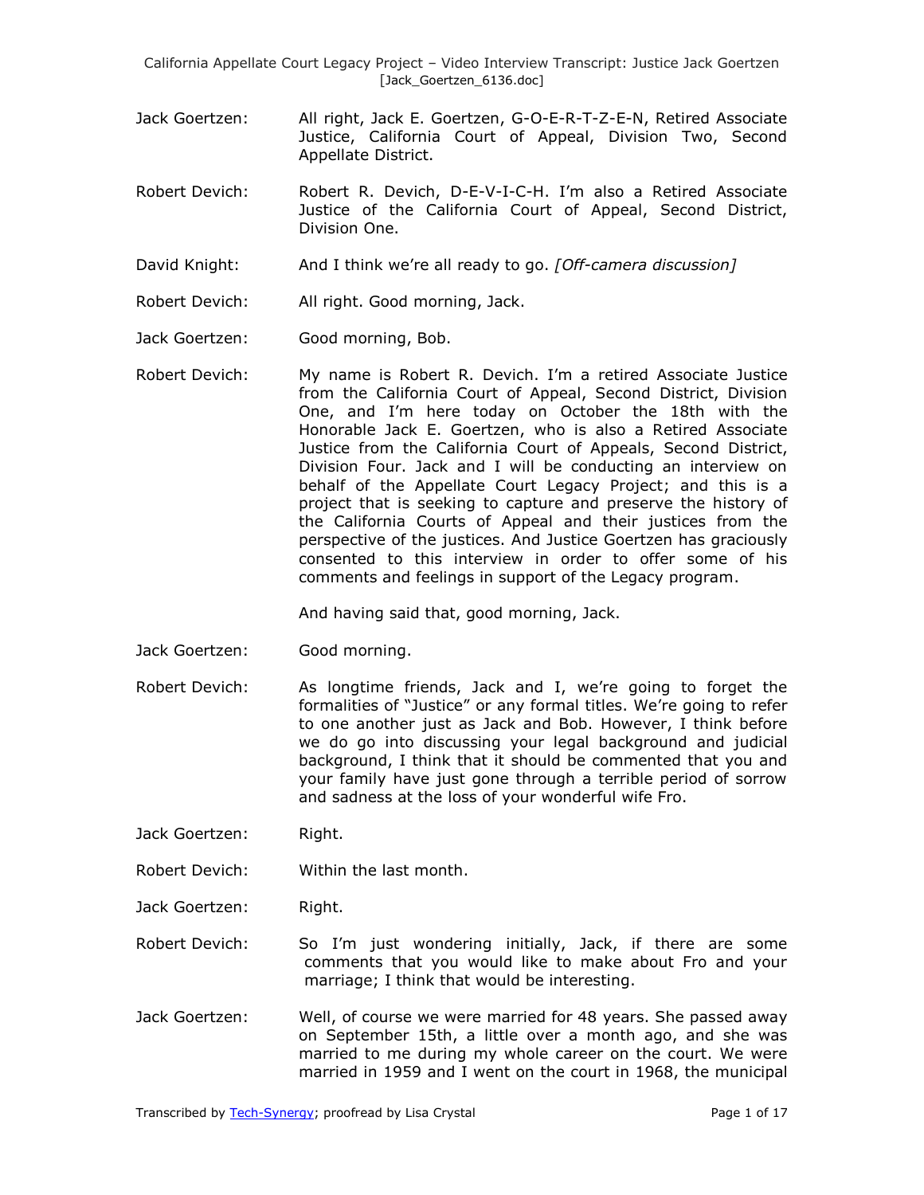Jack Goertzen: All right, Jack E. Goertzen, G-O-E-R-T-Z-E-N, Retired Associate Justice, California Court of Appeal, Division Two, Second Appellate District.

Robert Devich: Robert R. Devich, D-E-V-I-C-H. I'm also a Retired Associate Justice of the California Court of Appeal, Second District, Division One.

David Knight: And I think we're all ready to go. *[Off-camera discussion]*

Robert Devich: All right. Good morning, Jack.

Jack Goertzen: Good morning, Bob.

Robert Devich: My name is Robert R. Devich. I'm a retired Associate Justice from the California Court of Appeal, Second District, Division One, and I'm here today on October the 18th with the Honorable Jack E. Goertzen, who is also a Retired Associate Justice from the California Court of Appeals, Second District, Division Four. Jack and I will be conducting an interview on behalf of the Appellate Court Legacy Project; and this is a project that is seeking to capture and preserve the history of the California Courts of Appeal and their justices from the perspective of the justices. And Justice Goertzen has graciously consented to this interview in order to offer some of his comments and feelings in support of the Legacy program.

And having said that, good morning, Jack.

Jack Goertzen: Good morning.

Robert Devich: As longtime friends, Jack and I, we're going to forget the formalities of "Justice" or any formal titles. We're going to refer to one another just as Jack and Bob. However, I think before we do go into discussing your legal background and judicial background, I think that it should be commented that you and your family have just gone through a terrible period of sorrow and sadness at the loss of your wonderful wife Fro.

Jack Goertzen: Right.

Robert Devich: Within the last month.

Jack Goertzen: Right.

Robert Devich: So I'm just wondering initially, Jack, if there are some comments that you would like to make about Fro and your marriage; I think that would be interesting.

Jack Goertzen: Well, of course we were married for 48 years. She passed away on September 15th, a little over a month ago, and she was married to me during my whole career on the court. We were married in 1959 and I went on the court in 1968, the municipal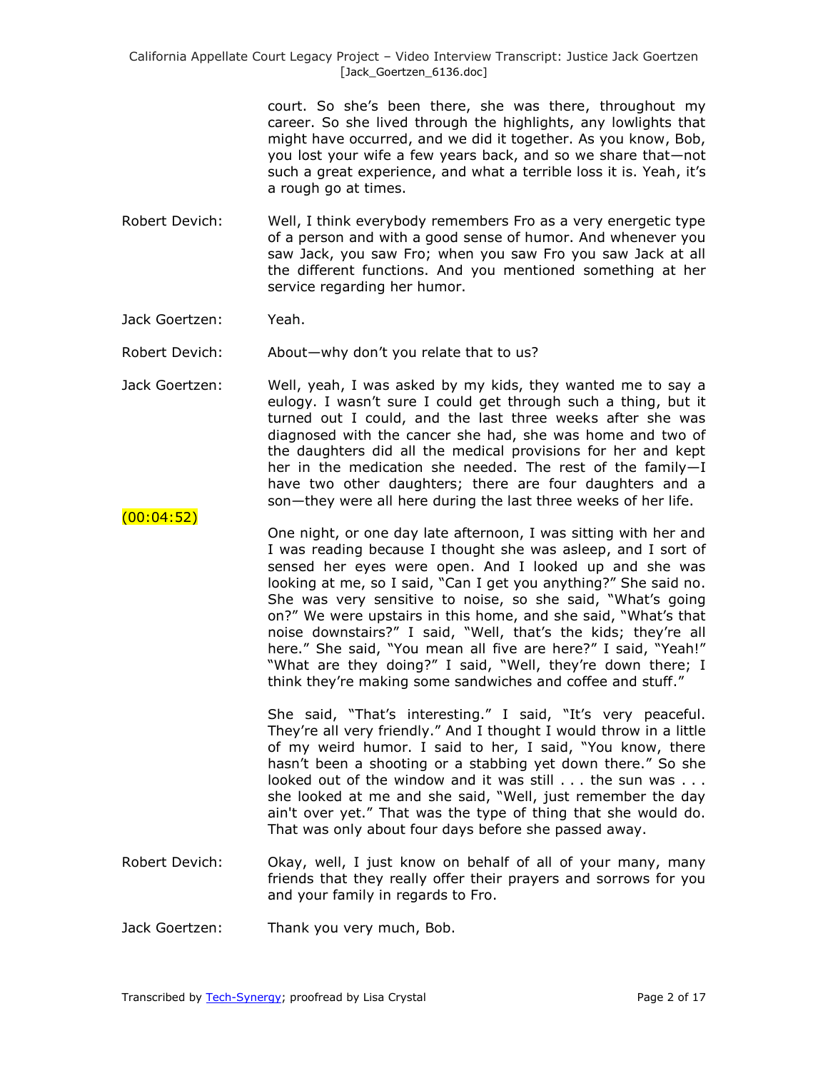court. So she's been there, she was there, throughout my career. So she lived through the highlights, any lowlights that might have occurred, and we did it together. As you know, Bob, you lost your wife a few years back, and so we share that—not such a great experience, and what a terrible loss it is. Yeah, it's a rough go at times.

Robert Devich: Well, I think everybody remembers Fro as a very energetic type of a person and with a good sense of humor. And whenever you saw Jack, you saw Fro; when you saw Fro you saw Jack at all the different functions. And you mentioned something at her service regarding her humor.

Jack Goertzen: Yeah.

Robert Devich: About—why don't you relate that to us?

Jack Goertzen: Well, yeah, I was asked by my kids, they wanted me to say a eulogy. I wasn't sure I could get through such a thing, but it turned out I could, and the last three weeks after she was diagnosed with the cancer she had, she was home and two of the daughters did all the medical provisions for her and kept her in the medication she needed. The rest of the family—I have two other daughters; there are four daughters and a son—they were all here during the last three weeks of her life.

(00:04:52)

One night, or one day late afternoon, I was sitting with her and I was reading because I thought she was asleep, and I sort of sensed her eyes were open. And I looked up and she was looking at me, so I said, "Can I get you anything?" She said no. She was very sensitive to noise, so she said, "What's going on?" We were upstairs in this home, and she said, "What's that noise downstairs?" I said, "Well, that's the kids; they're all here." She said, "You mean all five are here?" I said, "Yeah!" "What are they doing?" I said, "Well, they're down there; I think they're making some sandwiches and coffee and stuff."

She said, "That's interesting." I said, "It's very peaceful. They're all very friendly." And I thought I would throw in a little of my weird humor. I said to her, I said, "You know, there hasn't been a shooting or a stabbing yet down there." So she looked out of the window and it was still . . . the sun was . . . she looked at me and she said, "Well, just remember the day ain't over yet." That was the type of thing that she would do. That was only about four days before she passed away.

Robert Devich: Okay, well, I just know on behalf of all of your many, many friends that they really offer their prayers and sorrows for you and your family in regards to Fro.

Jack Goertzen: Thank you very much, Bob.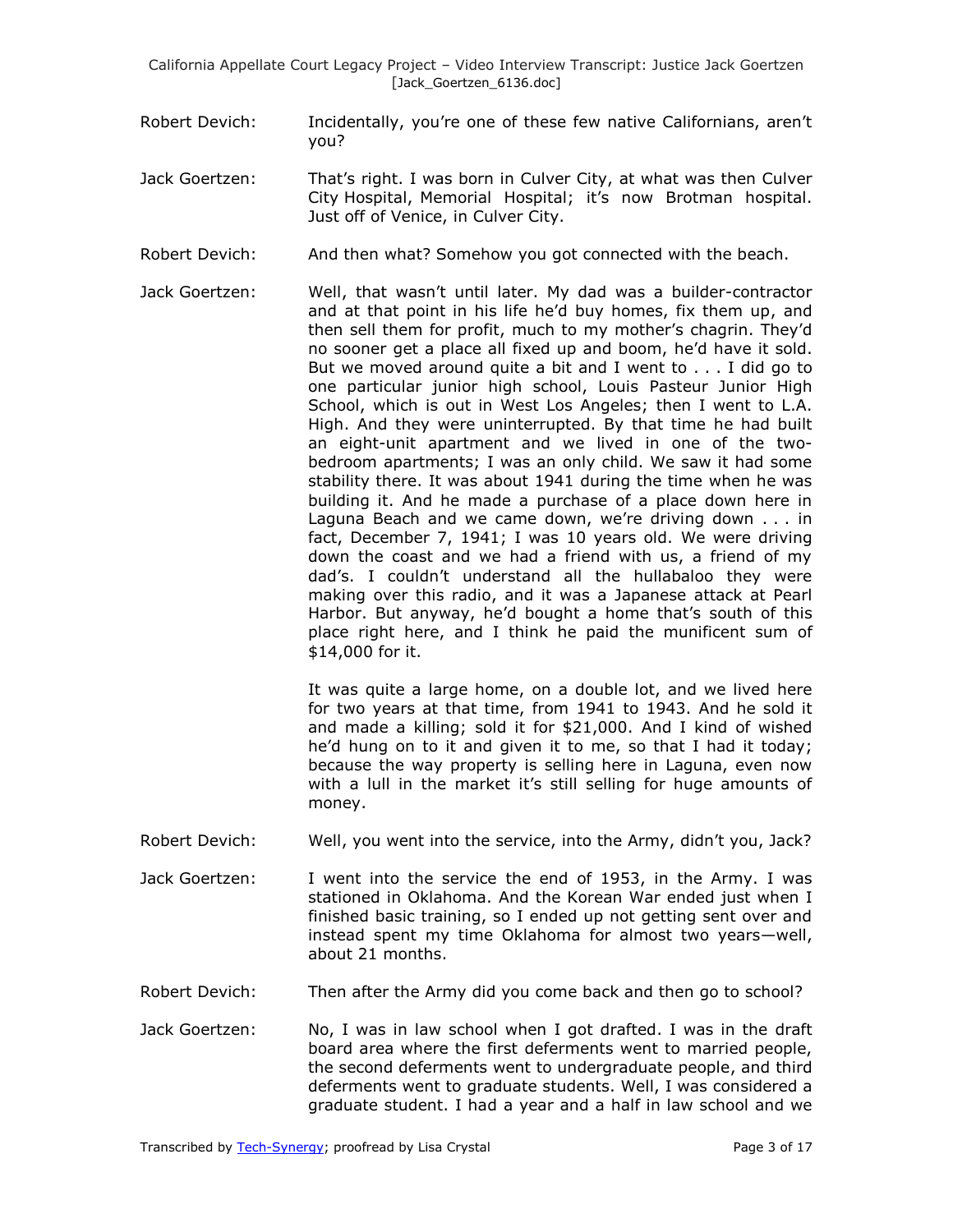Robert Devich: Incidentally, you're one of these few native Californians, aren't you?

Jack Goertzen: That's right. I was born in Culver City, at what was then Culver City Hospital, Memorial Hospital; it's now Brotman hospital. Just off of Venice, in Culver City.

Robert Devich: And then what? Somehow you got connected with the beach.

Jack Goertzen: Well, that wasn't until later. My dad was a builder-contractor and at that point in his life he'd buy homes, fix them up, and then sell them for profit, much to my mother's chagrin. They'd no sooner get a place all fixed up and boom, he'd have it sold. But we moved around quite a bit and I went to . . . I did go to one particular junior high school, Louis Pasteur Junior High School, which is out in West Los Angeles; then I went to L.A. High. And they were uninterrupted. By that time he had built an eight-unit apartment and we lived in one of the two-bedroom apartments; I was an only child. We saw it had some stability there. It was about 1941 during the time when he was building it. And he made a purchase of a place down here in Laguna Beach and we came down, we're driving down . . . in fact, December 7, 1941; I was 10 years old. We were driving down the coast and we had a friend with us, a friend of my dad's. I couldn't understand all the hullabaloo they were making over this radio, and it was a Japanese attack at Pearl Harbor. But anyway, he'd bought a home that's south of this place right here, and I think he paid the munificent sum of $14,000 for it.

It was quite a large home, on a double lot, and we lived here for two years at that time, from 1941 to 1943. And he sold it and made a killing; sold it for $21,000. And I kind of wished he'd hung on to it and given it to me, so that I had it today; because the way property is selling here in Laguna, even now with a lull in the market it's still selling for huge amounts of money.

Robert Devich: Well, you went into the service, into the Army, didn't you, Jack?

Jack Goertzen: I went into the service the end of 1953, in the Army. I was stationed in Oklahoma. And the Korean War ended just when I finished basic training, so I ended up not getting sent over and instead spent my time Oklahoma for almost two years—well, about 21 months.

Robert Devich: Then after the Army did you come back and then go to school?

Jack Goertzen: No, I was in law school when I got drafted. I was in the draft board area where the first deferments went to married people, the second deferments went to undergraduate people, and third deferments went to graduate students. Well, I was considered a graduate student. I had a year and a half in law school and we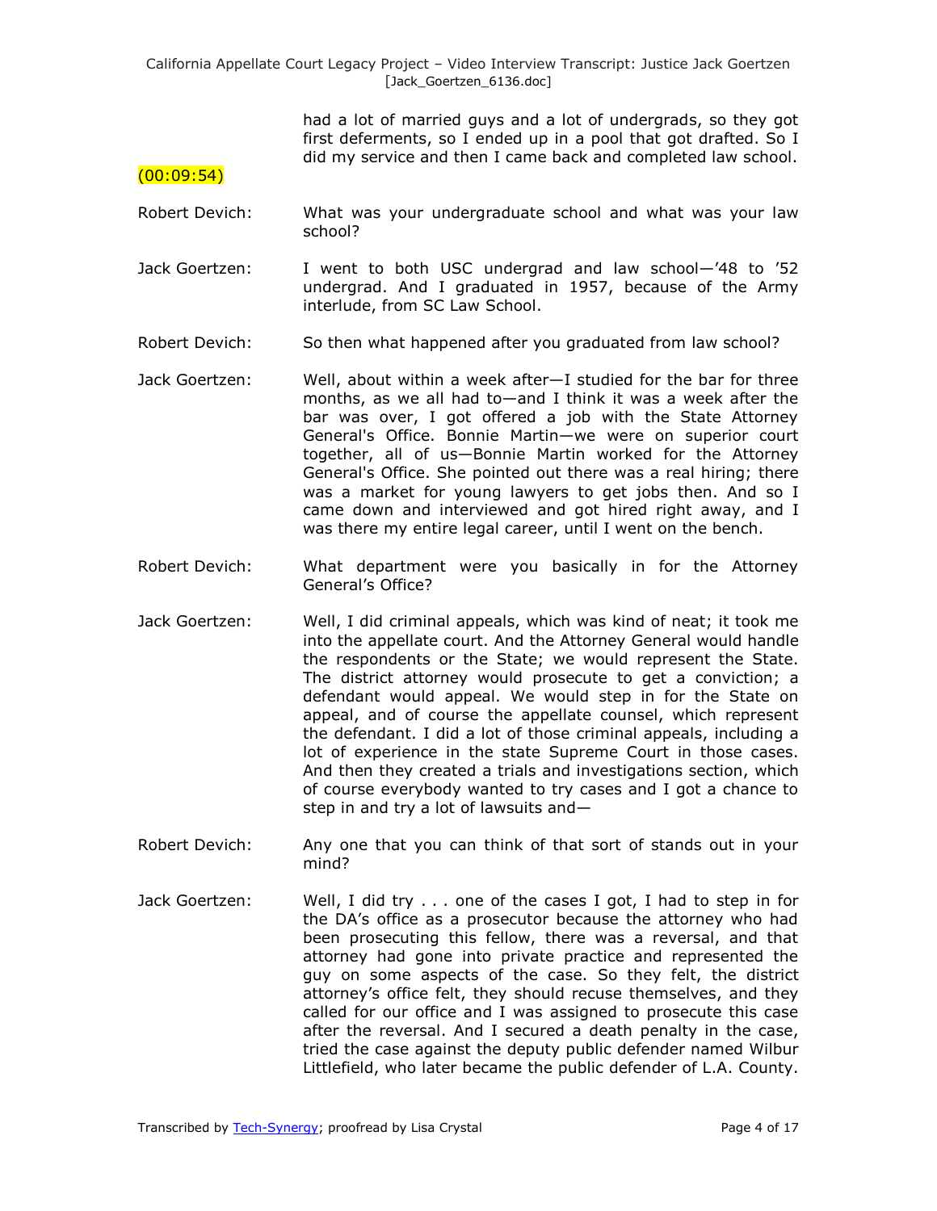had a lot of married guys and a lot of undergrads, so they got first deferments, so I ended up in a pool that got drafted. So I did my service and then I came back and completed law school.

(00:09:54)

Robert Devich: What was your undergraduate school and what was your law school?

Jack Goertzen: I went to both USC undergrad and law school—'48 to '52 undergrad. And I graduated in 1957, because of the Army interlude, from SC Law School.

Robert Devich: So then what happened after you graduated from law school?

Jack Goertzen: Well, about within a week after—I studied for the bar for three months, as we all had to—and I think it was a week after the bar was over, I got offered a job with the State Attorney General's Office. Bonnie Martin—we were on superior court together, all of us—Bonnie Martin worked for the Attorney General's Office. She pointed out there was a real hiring; there was a market for young lawyers to get jobs then. And so I came down and interviewed and got hired right away, and I was there my entire legal career, until I went on the bench.

Robert Devich: What department were you basically in for the Attorney General's Office?

Jack Goertzen: Well, I did criminal appeals, which was kind of neat; it took me into the appellate court. And the Attorney General would handle the respondents or the State; we would represent the State. The district attorney would prosecute to get a conviction; a defendant would appeal. We would step in for the State on appeal, and of course the appellate counsel, which represent the defendant. I did a lot of those criminal appeals, including a lot of experience in the state Supreme Court in those cases. And then they created a trials and investigations section, which of course everybody wanted to try cases and I got a chance to step in and try a lot of lawsuits and—

Robert Devich: Any one that you can think of that sort of stands out in your mind?

Jack Goertzen: Well, I did try . . . one of the cases I got, I had to step in for the DA's office as a prosecutor because the attorney who had been prosecuting this fellow, there was a reversal, and that attorney had gone into private practice and represented the guy on some aspects of the case. So they felt, the district attorney's office felt, they should recuse themselves, and they called for our office and I was assigned to prosecute this case after the reversal. And I secured a death penalty in the case, tried the case against the deputy public defender named Wilbur Littlefield, who later became the public defender of L.A. County.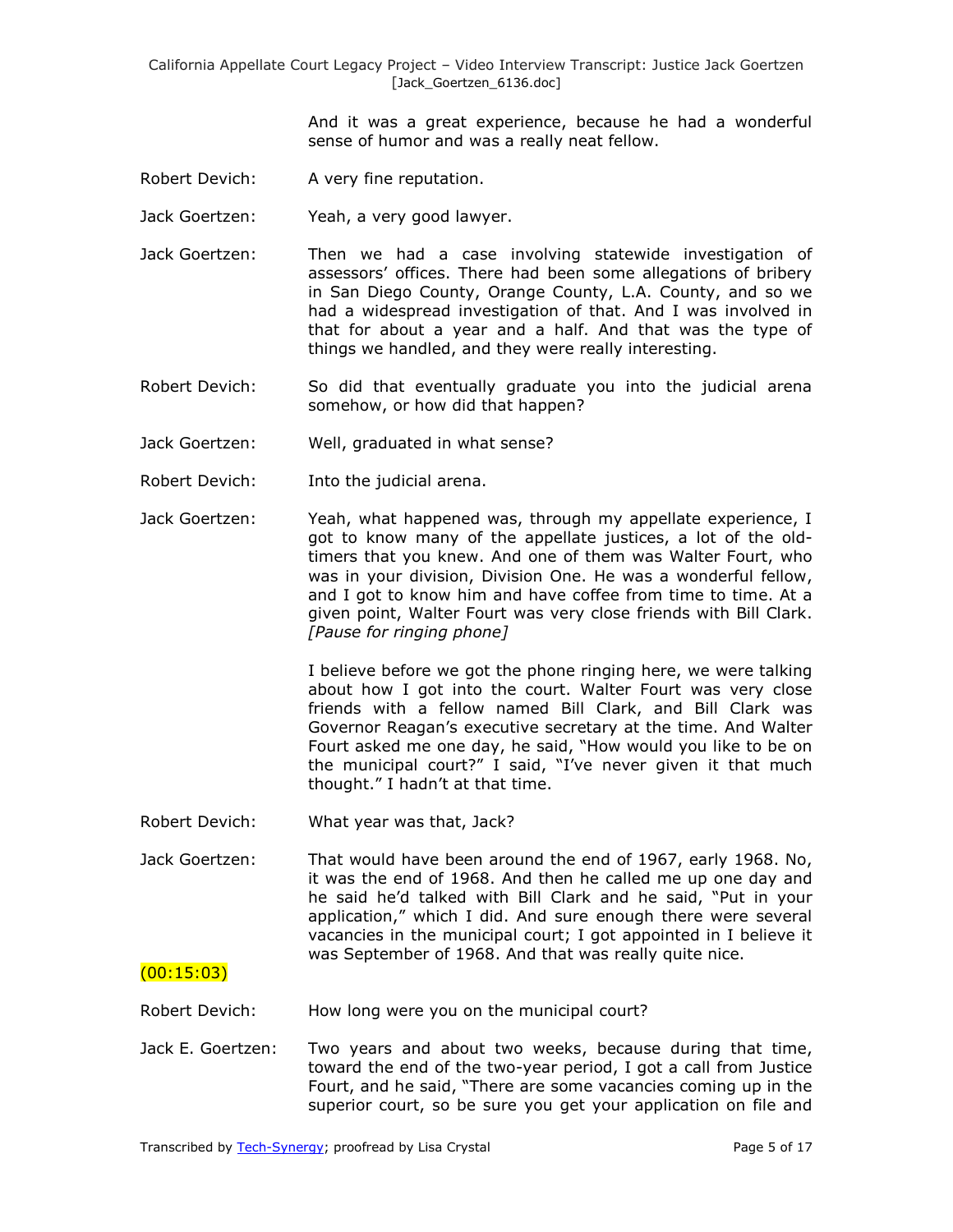And it was a great experience, because he had a wonderful sense of humor and was a really neat fellow.

Robert Devich: A very fine reputation.

Jack Goertzen: Yeah, a very good lawyer.

Jack Goertzen: Then we had a case involving statewide investigation of assessors' offices. There had been some allegations of bribery in San Diego County, Orange County, L.A. County, and so we had a widespread investigation of that. And I was involved in that for about a year and a half. And that was the type of things we handled, and they were really interesting.

Robert Devich: So did that eventually graduate you into the judicial arena somehow, or how did that happen?

Jack Goertzen: Well, graduated in what sense?

Robert Devich: Into the judicial arena.

Jack Goertzen: Yeah, what happened was, through my appellate experience, I got to know many of the appellate justices, a lot of the old-timers that you knew. And one of them was Walter Fourt, who was in your division, Division One. He was a wonderful fellow, and I got to know him and have coffee from time to time. At a given point, Walter Fourt was very close friends with Bill Clark. *[Pause for ringing phone]*

I believe before we got the phone ringing here, we were talking about how I got into the court. Walter Fourt was very close friends with a fellow named Bill Clark, and Bill Clark was Governor Reagan's executive secretary at the time. And Walter Fourt asked me one day, he said, "How would you like to be on the municipal court?" I said, "I've never given it that much thought." I hadn't at that time.

Robert Devich: What year was that, Jack?

Jack Goertzen: That would have been around the end of 1967, early 1968. No, it was the end of 1968. And then he called me up one day and he said he'd talked with Bill Clark and he said, "Put in your application," which I did. And sure enough there were several vacancies in the municipal court; I got appointed in I believe it was September of 1968. And that was really quite nice.

(00:15:03)

Robert Devich: How long were you on the municipal court?

Jack E. Goertzen: Two years and about two weeks, because during that time, toward the end of the two-year period, I got a call from Justice Fourt, and he said, "There are some vacancies coming up in the superior court, so be sure you get your application on file and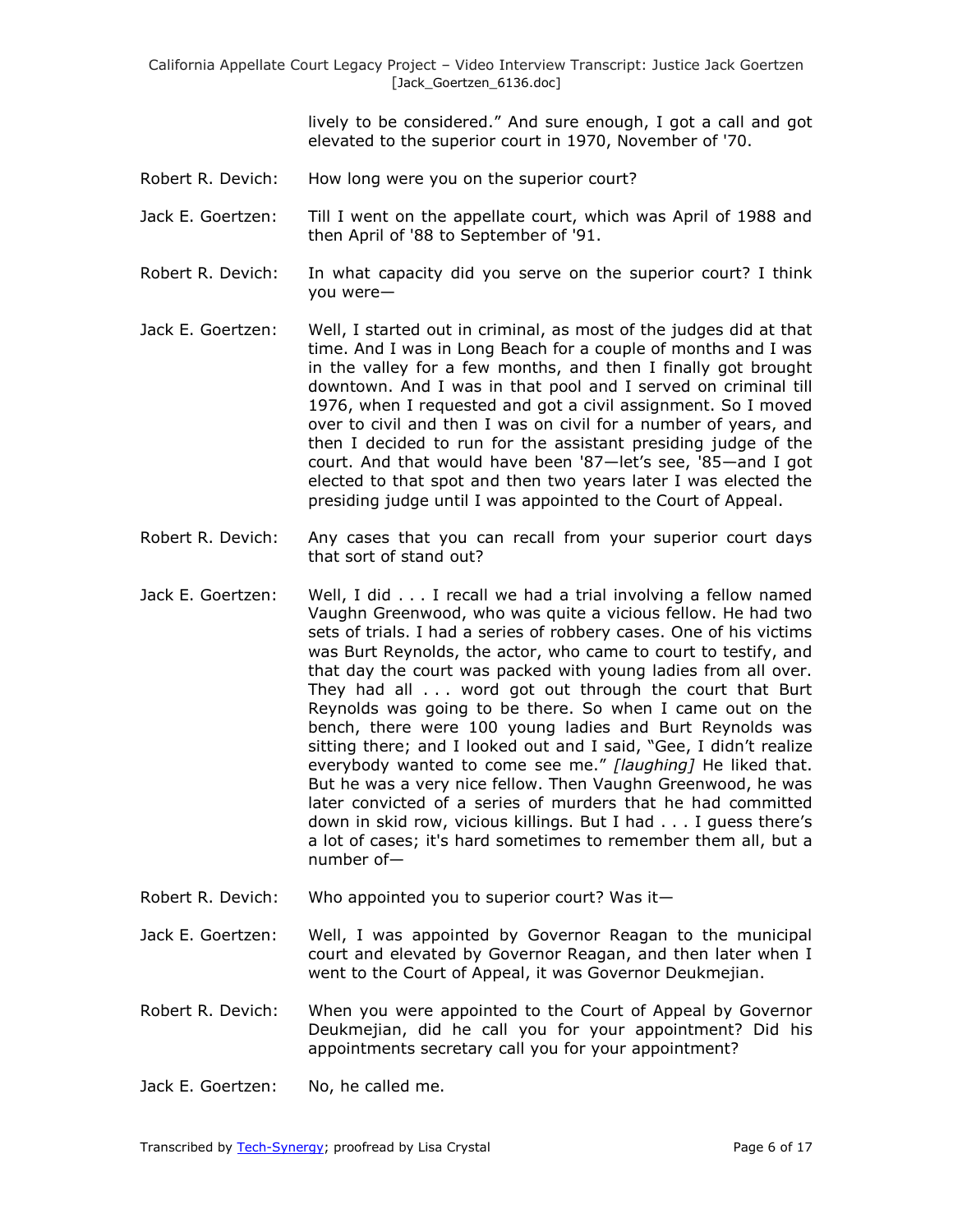lively to be considered." And sure enough, I got a call and got elevated to the superior court in 1970, November of '70.

Robert R. Devich: How long were you on the superior court?

Jack E. Goertzen: Till I went on the appellate court, which was April of 1988 and then April of '88 to September of '91.

Robert R. Devich: In what capacity did you serve on the superior court? I think you were—

Jack E. Goertzen: Well, I started out in criminal, as most of the judges did at that time. And I was in Long Beach for a couple of months and I was in the valley for a few months, and then I finally got brought downtown. And I was in that pool and I served on criminal till 1976, when I requested and got a civil assignment. So I moved over to civil and then I was on civil for a number of years, and then I decided to run for the assistant presiding judge of the court. And that would have been '87—let's see, '85—and I got elected to that spot and then two years later I was elected the presiding judge until I was appointed to the Court of Appeal.

Robert R. Devich: Any cases that you can recall from your superior court days that sort of stand out?

Jack E. Goertzen: Well, I did . . . I recall we had a trial involving a fellow named Vaughn Greenwood, who was quite a vicious fellow. He had two sets of trials. I had a series of robbery cases. One of his victims was Burt Reynolds, the actor, who came to court to testify, and that day the court was packed with young ladies from all over. They had all . . . word got out through the court that Burt Reynolds was going to be there. So when I came out on the bench, there were 100 young ladies and Burt Reynolds was sitting there; and I looked out and I said, "Gee, I didn't realize everybody wanted to come see me." *[laughing]* He liked that. But he was a very nice fellow. Then Vaughn Greenwood, he was later convicted of a series of murders that he had committed down in skid row, vicious killings. But I had . . . I guess there's a lot of cases; it's hard sometimes to remember them all, but a number of—

Robert R. Devich: Who appointed you to superior court? Was it—

Jack E. Goertzen: Well, I was appointed by Governor Reagan to the municipal court and elevated by Governor Reagan, and then later when I went to the Court of Appeal, it was Governor Deukmejian.

Robert R. Devich: When you were appointed to the Court of Appeal by Governor Deukmejian, did he call you for your appointment? Did his appointments secretary call you for your appointment?

Jack E. Goertzen: No, he called me.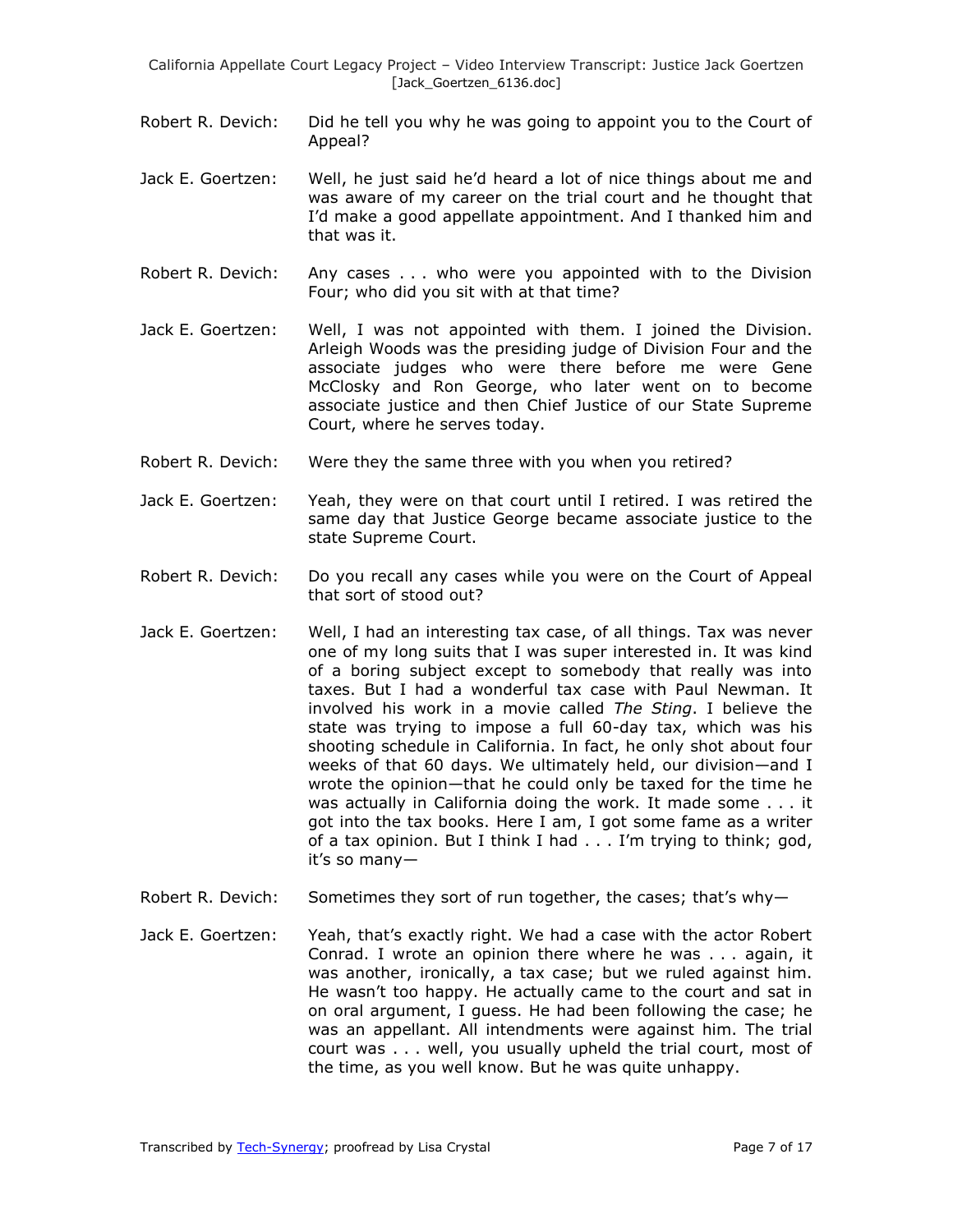Robert R. Devich: Did he tell you why he was going to appoint you to the Court of Appeal?

Jack E. Goertzen: Well, he just said he'd heard a lot of nice things about me and was aware of my career on the trial court and he thought that I'd make a good appellate appointment. And I thanked him and that was it.

Robert R. Devich: Any cases . . . who were you appointed with to the Division Four; who did you sit with at that time?

Jack E. Goertzen: Well, I was not appointed with them. I joined the Division. Arleigh Woods was the presiding judge of Division Four and the associate judges who were there before me were Gene McClosky and Ron George, who later went on to become associate justice and then Chief Justice of our State Supreme Court, where he serves today.

Robert R. Devich: Were they the same three with you when you retired?

Jack E. Goertzen: Yeah, they were on that court until I retired. I was retired the same day that Justice George became associate justice to the state Supreme Court.

Robert R. Devich: Do you recall any cases while you were on the Court of Appeal that sort of stood out?

Jack E. Goertzen: Well, I had an interesting tax case, of all things. Tax was never one of my long suits that I was super interested in. It was kind of a boring subject except to somebody that really was into taxes. But I had a wonderful tax case with Paul Newman. It involved his work in a movie called *The Sting*. I believe the state was trying to impose a full 60-day tax, which was his shooting schedule in California. In fact, he only shot about four weeks of that 60 days. We ultimately held, our division—and I wrote the opinion—that he could only be taxed for the time he was actually in California doing the work. It made some . . . it got into the tax books. Here I am, I got some fame as a writer of a tax opinion. But I think I had . . . I'm trying to think; god, it's so many—

Robert R. Devich: Sometimes they sort of run together, the cases; that's why—

Jack E. Goertzen: Yeah, that's exactly right. We had a case with the actor Robert Conrad. I wrote an opinion there where he was . . . again, it was another, ironically, a tax case; but we ruled against him. He wasn't too happy. He actually came to the court and sat in on oral argument, I guess. He had been following the case; he was an appellant. All intendments were against him. The trial court was . . . well, you usually upheld the trial court, most of the time, as you well know. But he was quite unhappy.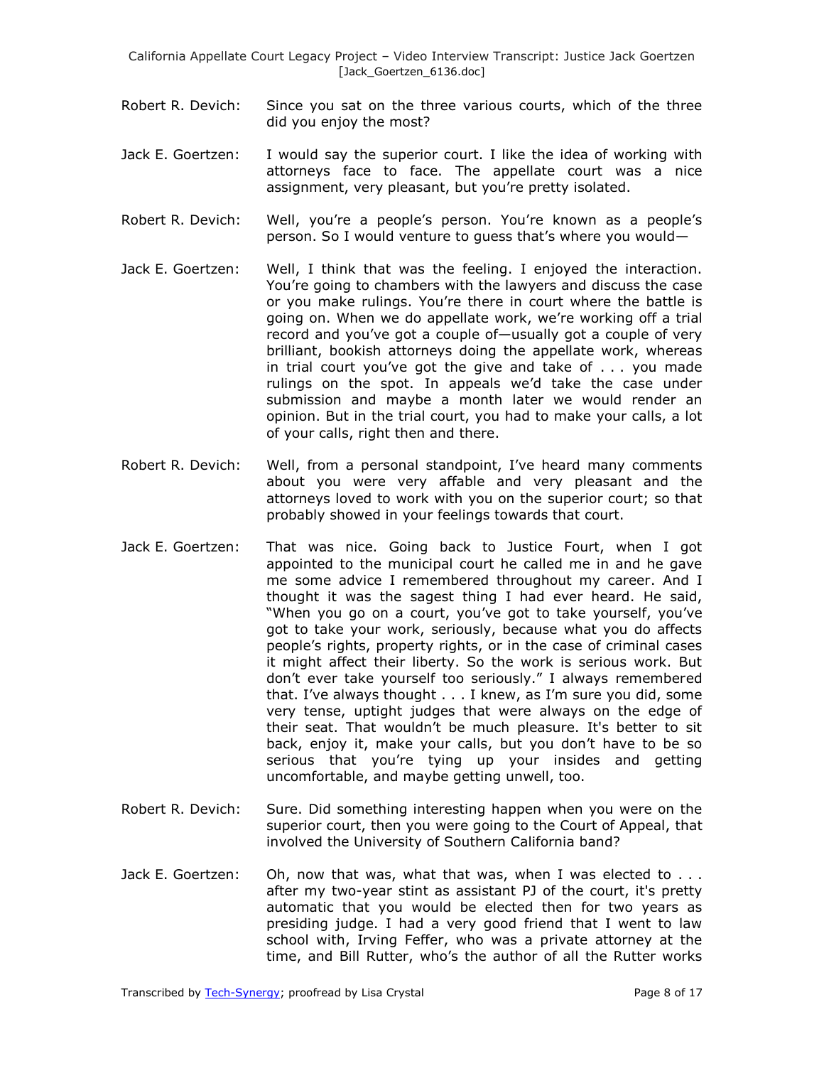Robert R. Devich: Since you sat on the three various courts, which of the three did you enjoy the most?

Jack E. Goertzen: I would say the superior court. I like the idea of working with attorneys face to face. The appellate court was a nice assignment, very pleasant, but you're pretty isolated.

Robert R. Devich: Well, you're a people's person. You're known as a people's person. So I would venture to guess that's where you would—

Jack E. Goertzen: Well, I think that was the feeling. I enjoyed the interaction. You're going to chambers with the lawyers and discuss the case or you make rulings. You're there in court where the battle is going on. When we do appellate work, we're working off a trial record and you've got a couple of—usually got a couple of very brilliant, bookish attorneys doing the appellate work, whereas in trial court you've got the give and take of . . . you made rulings on the spot. In appeals we'd take the case under submission and maybe a month later we would render an opinion. But in the trial court, you had to make your calls, a lot of your calls, right then and there.

Robert R. Devich: Well, from a personal standpoint, I've heard many comments about you were very affable and very pleasant and the attorneys loved to work with you on the superior court; so that probably showed in your feelings towards that court.

Jack E. Goertzen: That was nice. Going back to Justice Fourt, when I got appointed to the municipal court he called me in and he gave me some advice I remembered throughout my career. And I thought it was the sagest thing I had ever heard. He said, "When you go on a court, you've got to take yourself, you've got to take your work, seriously, because what you do affects people's rights, property rights, or in the case of criminal cases it might affect their liberty. So the work is serious work. But don't ever take yourself too seriously." I always remembered that. I've always thought . . . I knew, as I'm sure you did, some very tense, uptight judges that were always on the edge of their seat. That wouldn't be much pleasure. It's better to sit back, enjoy it, make your calls, but you don't have to be so serious that you're tying up your insides and getting uncomfortable, and maybe getting unwell, too.

Robert R. Devich: Sure. Did something interesting happen when you were on the superior court, then you were going to the Court of Appeal, that involved the University of Southern California band?

Jack E. Goertzen: Oh, now that was, what that was, when I was elected to . . . after my two-year stint as assistant PJ of the court, it's pretty automatic that you would be elected then for two years as presiding judge. I had a very good friend that I went to law school with, Irving Feffer, who was a private attorney at the time, and Bill Rutter, who's the author of all the Rutter works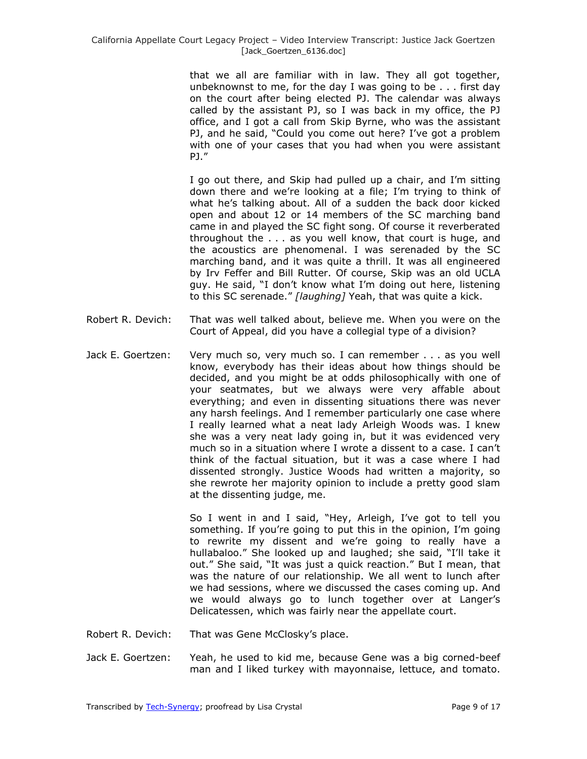that we all are familiar with in law. They all got together, unbeknownst to me, for the day I was going to be . . . first day on the court after being elected PJ. The calendar was always called by the assistant PJ, so I was back in my office, the PJ office, and I got a call from Skip Byrne, who was the assistant PJ, and he said, "Could you come out here? I've got a problem with one of your cases that you had when you were assistant PJ."

I go out there, and Skip had pulled up a chair, and I'm sitting down there and we're looking at a file; I'm trying to think of what he's talking about. All of a sudden the back door kicked open and about 12 or 14 members of the SC marching band came in and played the SC fight song. Of course it reverberated throughout the . . . as you well know, that court is huge, and the acoustics are phenomenal. I was serenaded by the SC marching band, and it was quite a thrill. It was all engineered by Irv Feffer and Bill Rutter. Of course, Skip was an old UCLA guy. He said, "I don't know what I'm doing out here, listening to this SC serenade." *[laughing]* Yeah, that was quite a kick.

Robert R. Devich: That was well talked about, believe me. When you were on the Court of Appeal, did you have a collegial type of a division?

Jack E. Goertzen: Very much so, very much so. I can remember . . . as you well know, everybody has their ideas about how things should be decided, and you might be at odds philosophically with one of your seatmates, but we always were very affable about everything; and even in dissenting situations there was never any harsh feelings. And I remember particularly one case where I really learned what a neat lady Arleigh Woods was. I knew she was a very neat lady going in, but it was evidenced very much so in a situation where I wrote a dissent to a case. I can't think of the factual situation, but it was a case where I had dissented strongly. Justice Woods had written a majority, so she rewrote her majority opinion to include a pretty good slam at the dissenting judge, me.

So I went in and I said, "Hey, Arleigh, I've got to tell you something. If you're going to put this in the opinion, I'm going to rewrite my dissent and we're going to really have a hullabaloo." She looked up and laughed; she said, "I'll take it out." She said, "It was just a quick reaction." But I mean, that was the nature of our relationship. We all went to lunch after we had sessions, where we discussed the cases coming up. And we would always go to lunch together over at Langer's Delicatessen, which was fairly near the appellate court.

Robert R. Devich: That was Gene McClosky's place.

Jack E. Goertzen: Yeah, he used to kid me, because Gene was a big corned-beef man and I liked turkey with mayonnaise, lettuce, and tomato.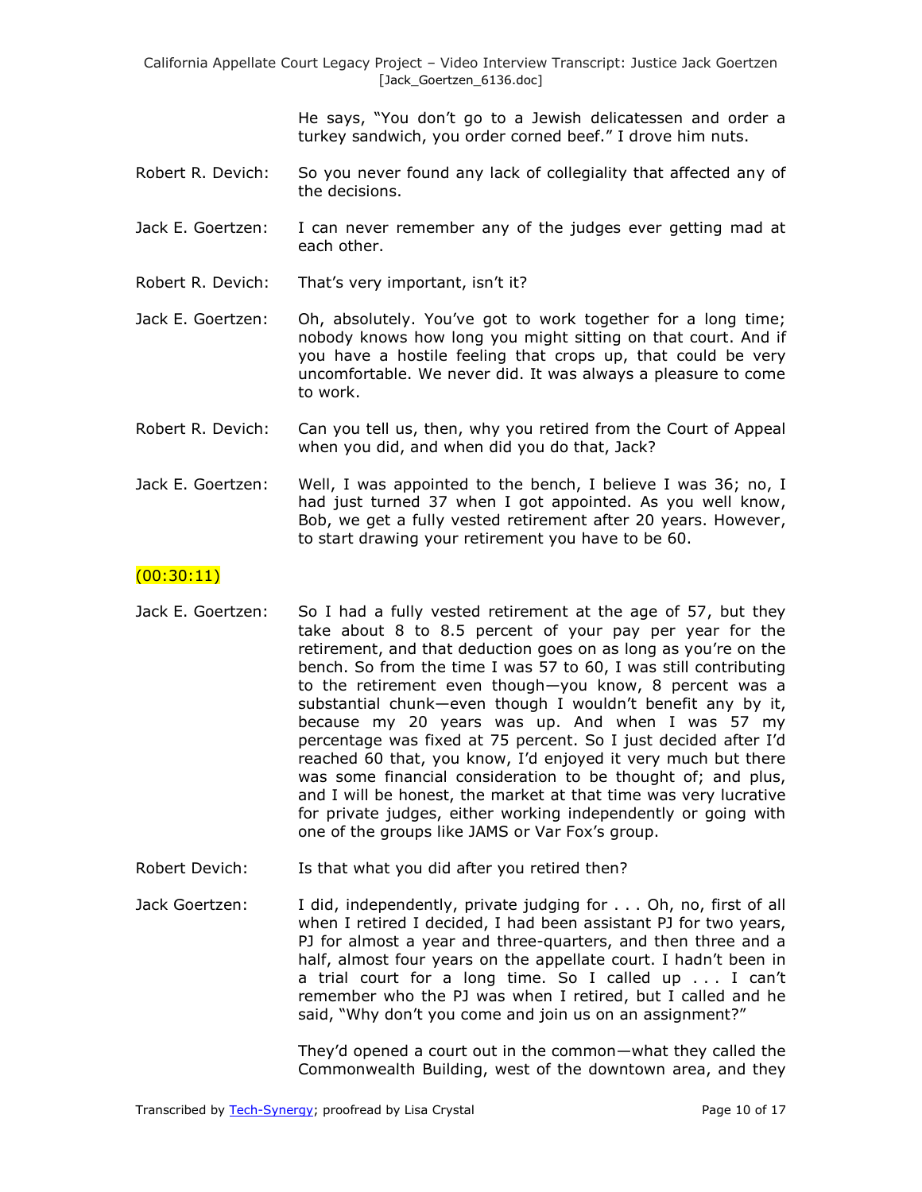He says, "You don't go to a Jewish delicatessen and order a turkey sandwich, you order corned beef." I drove him nuts.

Robert R. Devich: So you never found any lack of collegiality that affected any of the decisions.

Jack E. Goertzen: I can never remember any of the judges ever getting mad at each other.

Robert R. Devich: That's very important, isn't it?

Jack E. Goertzen: Oh, absolutely. You've got to work together for a long time; nobody knows how long you might sitting on that court. And if you have a hostile feeling that crops up, that could be very uncomfortable. We never did. It was always a pleasure to come to work.

Robert R. Devich: Can you tell us, then, why you retired from the Court of Appeal when you did, and when did you do that, Jack?

Jack E. Goertzen: Well, I was appointed to the bench, I believe I was 36; no, I had just turned 37 when I got appointed. As you well know, Bob, we get a fully vested retirement after 20 years. However, to start drawing your retirement you have to be 60.

(00:30:11)

Jack E. Goertzen: So I had a fully vested retirement at the age of 57, but they take about 8 to 8.5 percent of your pay per year for the retirement, and that deduction goes on as long as you're on the bench. So from the time I was 57 to 60, I was still contributing to the retirement even though—you know, 8 percent was a substantial chunk—even though I wouldn't benefit any by it, because my 20 years was up. And when I was 57 my percentage was fixed at 75 percent. So I just decided after I'd reached 60 that, you know, I'd enjoyed it very much but there was some financial consideration to be thought of; and plus, and I will be honest, the market at that time was very lucrative for private judges, either working independently or going with one of the groups like JAMS or Var Fox's group.

Robert Devich: Is that what you did after you retired then?

Jack Goertzen: I did, independently, private judging for . . . Oh, no, first of all when I retired I decided, I had been assistant PJ for two years, PJ for almost a year and three-quarters, and then three and a half, almost four years on the appellate court. I hadn't been in a trial court for a long time. So I called up . . . I can't remember who the PJ was when I retired, but I called and he said, "Why don't you come and join us on an assignment?"

They'd opened a court out in the common—what they called the Commonwealth Building, west of the downtown area, and they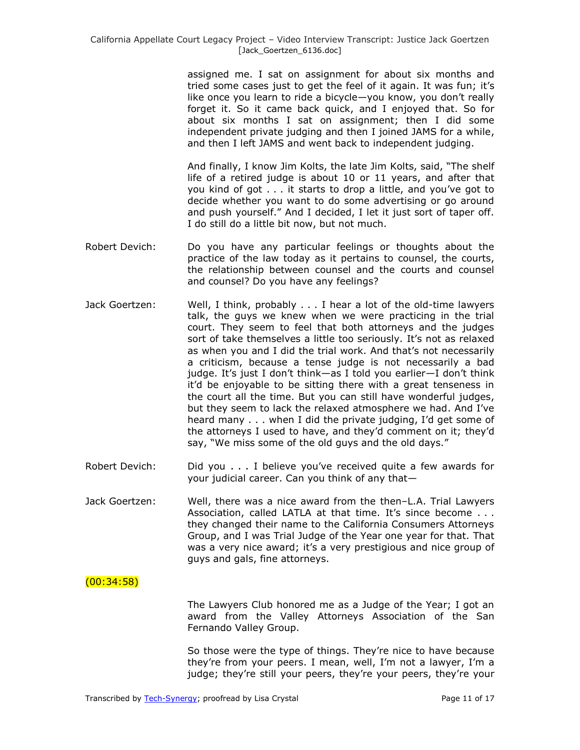assigned me. I sat on assignment for about six months and tried some cases just to get the feel of it again. It was fun; it's like once you learn to ride a bicycle—you know, you don't really forget it. So it came back quick, and I enjoyed that. So for about six months I sat on assignment; then I did some independent private judging and then I joined JAMS for a while, and then I left JAMS and went back to independent judging.

And finally, I know Jim Kolts, the late Jim Kolts, said, "The shelf life of a retired judge is about 10 or 11 years, and after that you kind of got . . . it starts to drop a little, and you've got to decide whether you want to do some advertising or go around and push yourself." And I decided, I let it just sort of taper off. I do still do a little bit now, but not much.

Robert Devich: Do you have any particular feelings or thoughts about the practice of the law today as it pertains to counsel, the courts, the relationship between counsel and the courts and counsel and counsel? Do you have any feelings?

Jack Goertzen: Well, I think, probably . . . I hear a lot of the old-time lawyers talk, the guys we knew when we were practicing in the trial court. They seem to feel that both attorneys and the judges sort of take themselves a little too seriously. It's not as relaxed as when you and I did the trial work. And that's not necessarily a criticism, because a tense judge is not necessarily a bad judge. It's just I don't think—as I told you earlier—I don't think it'd be enjoyable to be sitting there with a great tenseness in the court all the time. But you can still have wonderful judges, but they seem to lack the relaxed atmosphere we had. And I've heard many . . . when I did the private judging, I'd get some of the attorneys I used to have, and they'd comment on it; they'd say, "We miss some of the old guys and the old days."

Robert Devich: Did you . . . I believe you've received quite a few awards for your judicial career. Can you think of any that—

Jack Goertzen: Well, there was a nice award from the then–L.A. Trial Lawyers Association, called LATLA at that time. It's since become . . . they changed their name to the California Consumers Attorneys Group, and I was Trial Judge of the Year one year for that. That was a very nice award; it's a very prestigious and nice group of guys and gals, fine attorneys.

(00:34:58)

The Lawyers Club honored me as a Judge of the Year; I got an award from the Valley Attorneys Association of the San Fernando Valley Group.

So those were the type of things. They're nice to have because they're from your peers. I mean, well, I'm not a lawyer, I'm a judge; they're still your peers, they're your peers, they're your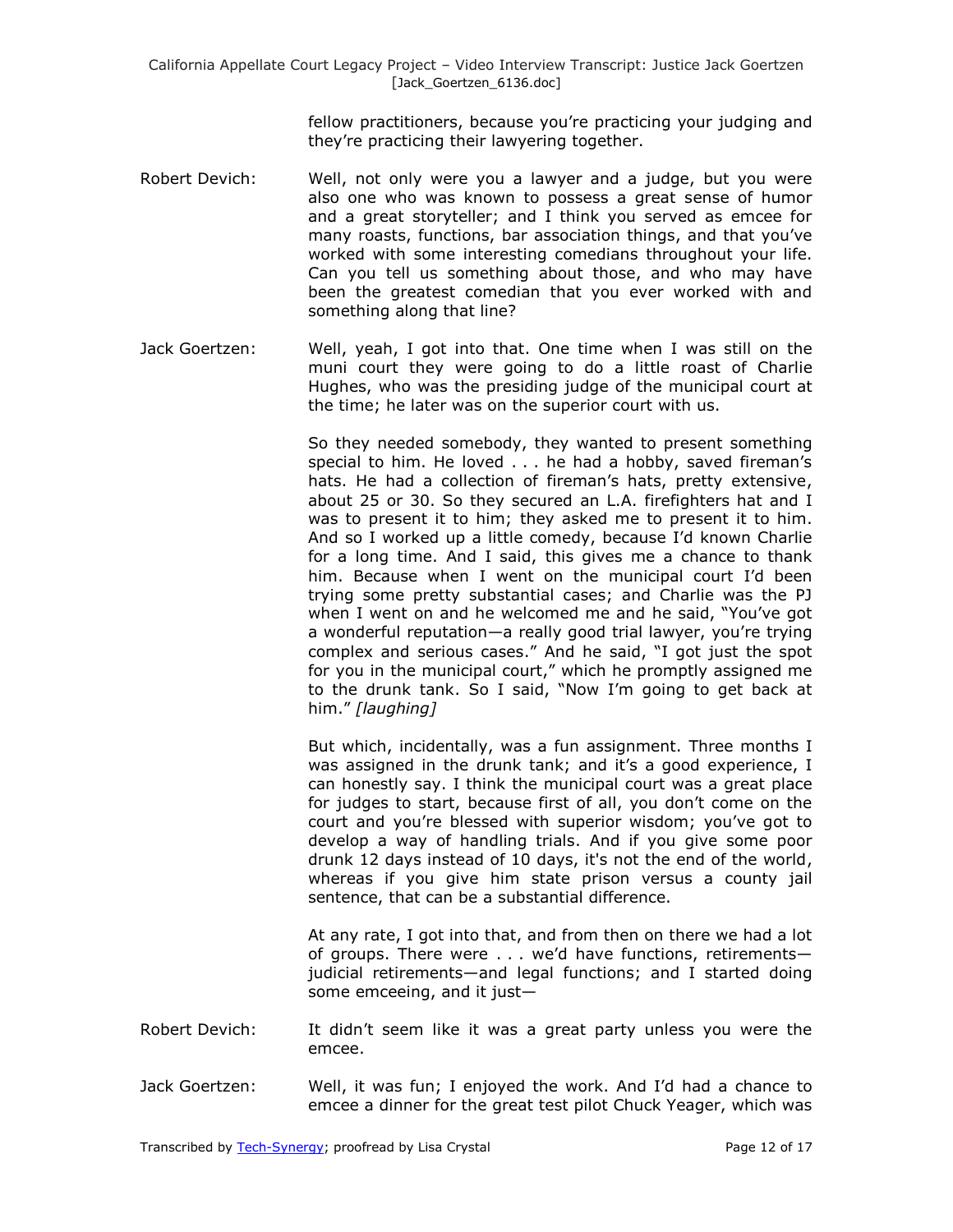fellow practitioners, because you're practicing your judging and they're practicing their lawyering together.

Robert Devich: Well, not only were you a lawyer and a judge, but you were also one who was known to possess a great sense of humor and a great storyteller; and I think you served as emcee for many roasts, functions, bar association things, and that you've worked with some interesting comedians throughout your life. Can you tell us something about those, and who may have been the greatest comedian that you ever worked with and something along that line?

Jack Goertzen: Well, yeah, I got into that. One time when I was still on the muni court they were going to do a little roast of Charlie Hughes, who was the presiding judge of the municipal court at the time; he later was on the superior court with us.

So they needed somebody, they wanted to present something special to him. He loved . . . he had a hobby, saved fireman's hats. He had a collection of fireman's hats, pretty extensive, about 25 or 30. So they secured an L.A. firefighters hat and I was to present it to him; they asked me to present it to him. And so I worked up a little comedy, because I'd known Charlie for a long time. And I said, this gives me a chance to thank him. Because when I went on the municipal court I'd been trying some pretty substantial cases; and Charlie was the PJ when I went on and he welcomed me and he said, "You've got a wonderful reputation—a really good trial lawyer, you're trying complex and serious cases." And he said, "I got just the spot for you in the municipal court," which he promptly assigned me to the drunk tank. So I said, "Now I'm going to get back at him." *[laughing]*

But which, incidentally, was a fun assignment. Three months I was assigned in the drunk tank; and it's a good experience, I can honestly say. I think the municipal court was a great place for judges to start, because first of all, you don't come on the court and you're blessed with superior wisdom; you've got to develop a way of handling trials. And if you give some poor drunk 12 days instead of 10 days, it's not the end of the world, whereas if you give him state prison versus a county jail sentence, that can be a substantial difference.

At any rate, I got into that, and from then on there we had a lot of groups. There were . . . we'd have functions, retirements—judicial retirements—and legal functions; and I started doing some emceeing, and it just—

Robert Devich: It didn't seem like it was a great party unless you were the emcee.

Jack Goertzen: Well, it was fun; I enjoyed the work. And I'd had a chance to emcee a dinner for the great test pilot Chuck Yeager, which was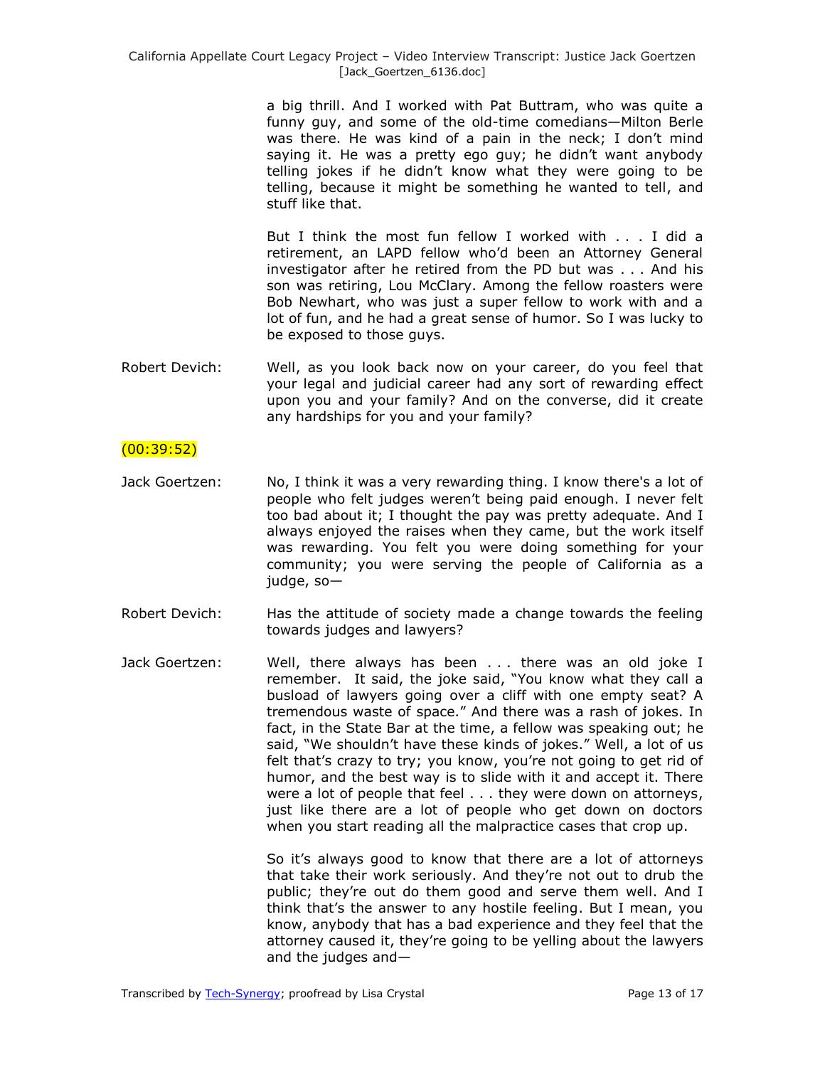a big thrill. And I worked with Pat Buttram, who was quite a funny guy, and some of the old-time comedians—Milton Berle was there. He was kind of a pain in the neck; I don't mind saying it. He was a pretty ego guy; he didn't want anybody telling jokes if he didn't know what they were going to be telling, because it might be something he wanted to tell, and stuff like that.

But I think the most fun fellow I worked with . . . I did a retirement, an LAPD fellow who'd been an Attorney General investigator after he retired from the PD but was . . . And his son was retiring, Lou McClary. Among the fellow roasters were Bob Newhart, who was just a super fellow to work with and a lot of fun, and he had a great sense of humor. So I was lucky to be exposed to those guys.

Robert Devich: Well, as you look back now on your career, do you feel that your legal and judicial career had any sort of rewarding effect upon you and your family? And on the converse, did it create any hardships for you and your family?

(00:39:52)

Jack Goertzen: No, I think it was a very rewarding thing. I know there's a lot of people who felt judges weren't being paid enough. I never felt too bad about it; I thought the pay was pretty adequate. And I always enjoyed the raises when they came, but the work itself was rewarding. You felt you were doing something for your community; you were serving the people of California as a judge, so—

Robert Devich: Has the attitude of society made a change towards the feeling towards judges and lawyers?

Jack Goertzen: Well, there always has been . . . there was an old joke I remember. It said, the joke said, "You know what they call a busload of lawyers going over a cliff with one empty seat? A tremendous waste of space." And there was a rash of jokes. In fact, in the State Bar at the time, a fellow was speaking out; he said, "We shouldn't have these kinds of jokes." Well, a lot of us felt that's crazy to try; you know, you're not going to get rid of humor, and the best way is to slide with it and accept it. There were a lot of people that feel . . . they were down on attorneys, just like there are a lot of people who get down on doctors when you start reading all the malpractice cases that crop up.

So it's always good to know that there are a lot of attorneys that take their work seriously. And they're not out to drub the public; they're out do them good and serve them well. And I think that's the answer to any hostile feeling. But I mean, you know, anybody that has a bad experience and they feel that the attorney caused it, they're going to be yelling about the lawyers and the judges and—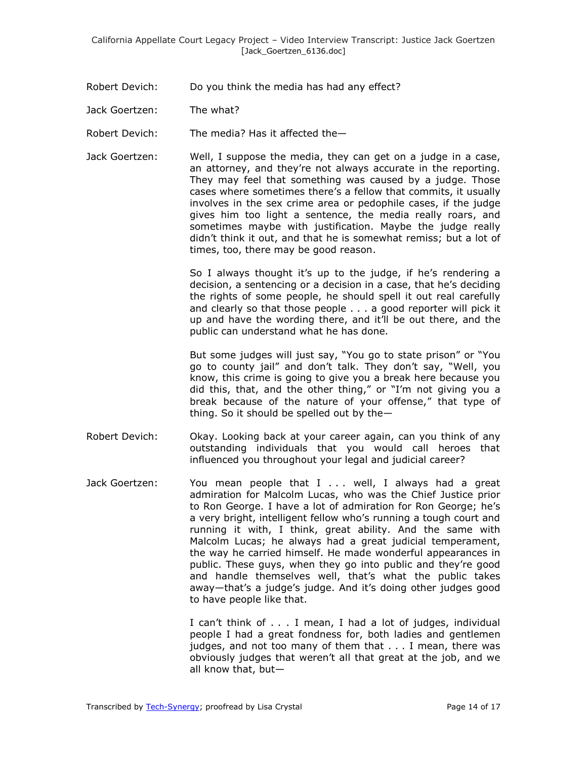Robert Devich: Do you think the media has had any effect?

Jack Goertzen: The what?

Robert Devich: The media? Has it affected the—

Jack Goertzen: Well, I suppose the media, they can get on a judge in a case, an attorney, and they're not always accurate in the reporting. They may feel that something was caused by a judge. Those cases where sometimes there's a fellow that commits, it usually involves in the sex crime area or pedophile cases, if the judge gives him too light a sentence, the media really roars, and sometimes maybe with justification. Maybe the judge really didn't think it out, and that he is somewhat remiss; but a lot of times, too, there may be good reason.

So I always thought it's up to the judge, if he's rendering a decision, a sentencing or a decision in a case, that he's deciding the rights of some people, he should spell it out real carefully and clearly so that those people . . . a good reporter will pick it up and have the wording there, and it'll be out there, and the public can understand what he has done.

But some judges will just say, "You go to state prison" or "You go to county jail" and don't talk. They don't say, "Well, you know, this crime is going to give you a break here because you did this, that, and the other thing," or "I'm not giving you a break because of the nature of your offense," that type of thing. So it should be spelled out by the—

Robert Devich: Okay. Looking back at your career again, can you think of any outstanding individuals that you would call heroes that influenced you throughout your legal and judicial career?

Jack Goertzen: You mean people that I . . . well, I always had a great admiration for Malcolm Lucas, who was the Chief Justice prior to Ron George. I have a lot of admiration for Ron George; he's a very bright, intelligent fellow who's running a tough court and running it with, I think, great ability. And the same with Malcolm Lucas; he always had a great judicial temperament, the way he carried himself. He made wonderful appearances in public. These guys, when they go into public and they're good and handle themselves well, that's what the public takes away—that's a judge's judge. And it's doing other judges good to have people like that.

I can't think of . . . I mean, I had a lot of judges, individual people I had a great fondness for, both ladies and gentlemen judges, and not too many of them that . . . I mean, there was obviously judges that weren't all that great at the job, and we all know that, but—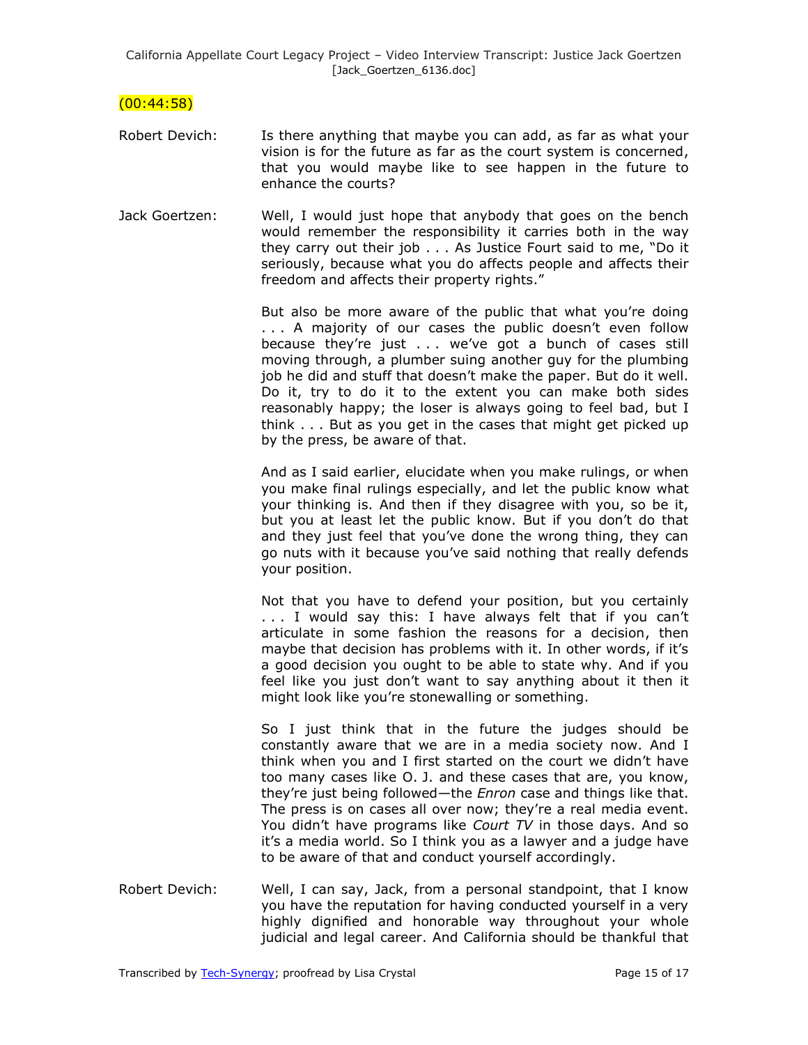(00:44:58)

Robert Devich: Is there anything that maybe you can add, as far as what your vision is for the future as far as the court system is concerned, that you would maybe like to see happen in the future to enhance the courts?

Jack Goertzen: Well, I would just hope that anybody that goes on the bench would remember the responsibility it carries both in the way they carry out their job . . . As Justice Fourt said to me, "Do it seriously, because what you do affects people and affects their freedom and affects their property rights."

But also be more aware of the public that what you're doing . . . A majority of our cases the public doesn't even follow because they're just . . . we've got a bunch of cases still moving through, a plumber suing another guy for the plumbing job he did and stuff that doesn't make the paper. But do it well. Do it, try to do it to the extent you can make both sides reasonably happy; the loser is always going to feel bad, but I think . . . But as you get in the cases that might get picked up by the press, be aware of that.

And as I said earlier, elucidate when you make rulings, or when you make final rulings especially, and let the public know what your thinking is. And then if they disagree with you, so be it, but you at least let the public know. But if you don't do that and they just feel that you've done the wrong thing, they can go nuts with it because you've said nothing that really defends your position.

Not that you have to defend your position, but you certainly . . . I would say this: I have always felt that if you can't articulate in some fashion the reasons for a decision, then maybe that decision has problems with it. In other words, if it's a good decision you ought to be able to state why. And if you feel like you just don't want to say anything about it then it might look like you're stonewalling or something.

So I just think that in the future the judges should be constantly aware that we are in a media society now. And I think when you and I first started on the court we didn't have too many cases like O. J. and these cases that are, you know, they're just being followed—the *Enron* case and things like that. The press is on cases all over now; they're a real media event. You didn't have programs like *Court TV* in those days. And so it's a media world. So I think you as a lawyer and a judge have to be aware of that and conduct yourself accordingly.

Robert Devich: Well, I can say, Jack, from a personal standpoint, that I know you have the reputation for having conducted yourself in a very highly dignified and honorable way throughout your whole judicial and legal career. And California should be thankful that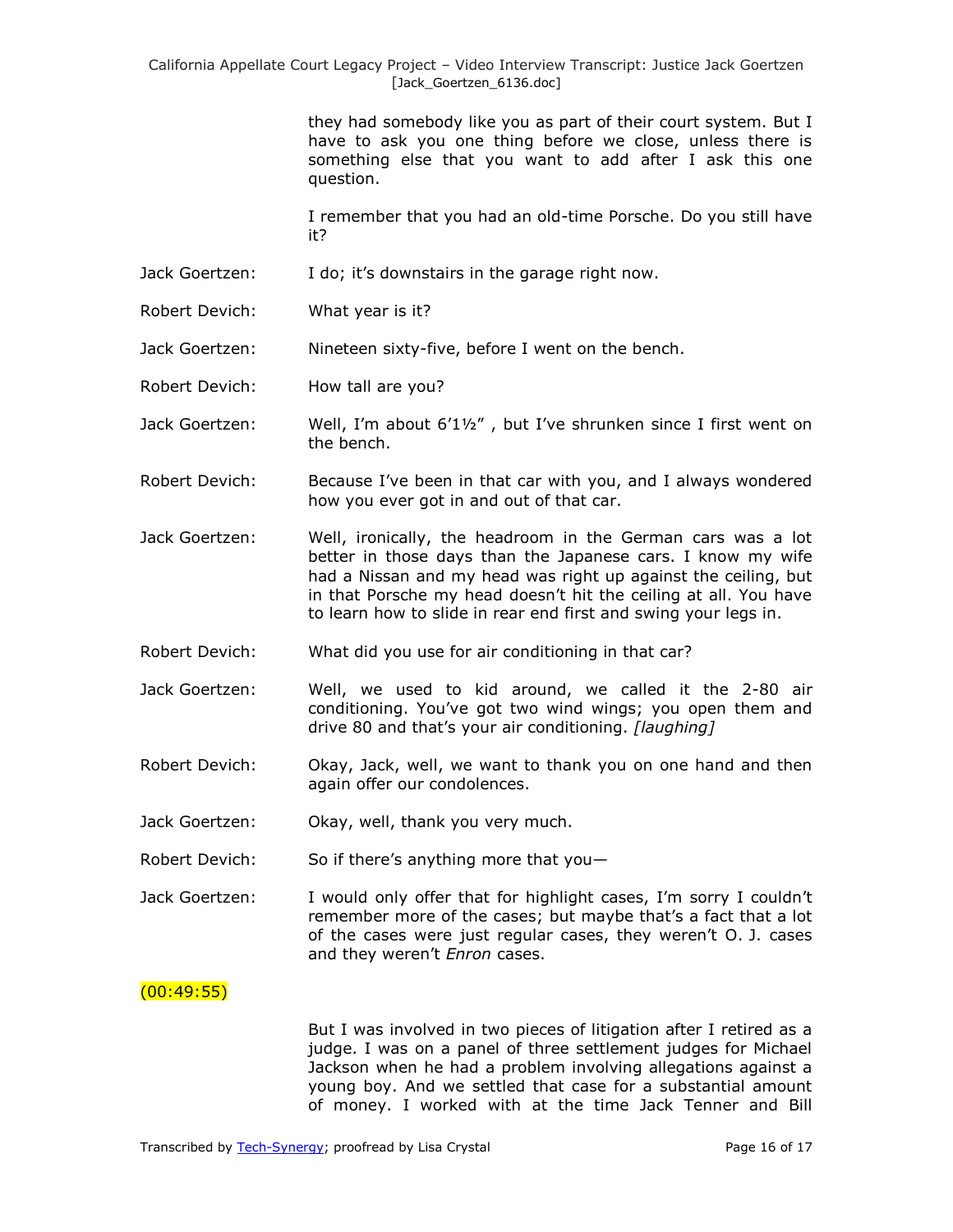they had somebody like you as part of their court system. But I have to ask you one thing before we close, unless there is something else that you want to add after I ask this one question.

I remember that you had an old-time Porsche. Do you still have it?

Jack Goertzen: I do; it's downstairs in the garage right now.

Robert Devich: What year is it?

Jack Goertzen: Nineteen sixty-five, before I went on the bench.

Robert Devich: How tall are you?

Jack Goertzen: Well, I'm about 6'1½" , but I've shrunken since I first went on the bench.

Robert Devich: Because I've been in that car with you, and I always wondered how you ever got in and out of that car.

Jack Goertzen: Well, ironically, the headroom in the German cars was a lot better in those days than the Japanese cars. I know my wife had a Nissan and my head was right up against the ceiling, but in that Porsche my head doesn't hit the ceiling at all. You have to learn how to slide in rear end first and swing your legs in.

Robert Devich: What did you use for air conditioning in that car?

Jack Goertzen: Well, we used to kid around, we called it the 2-80 air conditioning. You've got two wind wings; you open them and drive 80 and that's your air conditioning. *[laughing]*

Robert Devich: Okay, Jack, well, we want to thank you on one hand and then again offer our condolences.

Jack Goertzen: Okay, well, thank you very much.

Robert Devich: So if there's anything more that you—

Jack Goertzen: I would only offer that for highlight cases, I'm sorry I couldn't remember more of the cases; but maybe that's a fact that a lot of the cases were just regular cases, they weren't O. J. cases and they weren't *Enron* cases.

(00:49:55)

But I was involved in two pieces of litigation after I retired as a judge. I was on a panel of three settlement judges for Michael Jackson when he had a problem involving allegations against a young boy. And we settled that case for a substantial amount of money. I worked with at the time Jack Tenner and Bill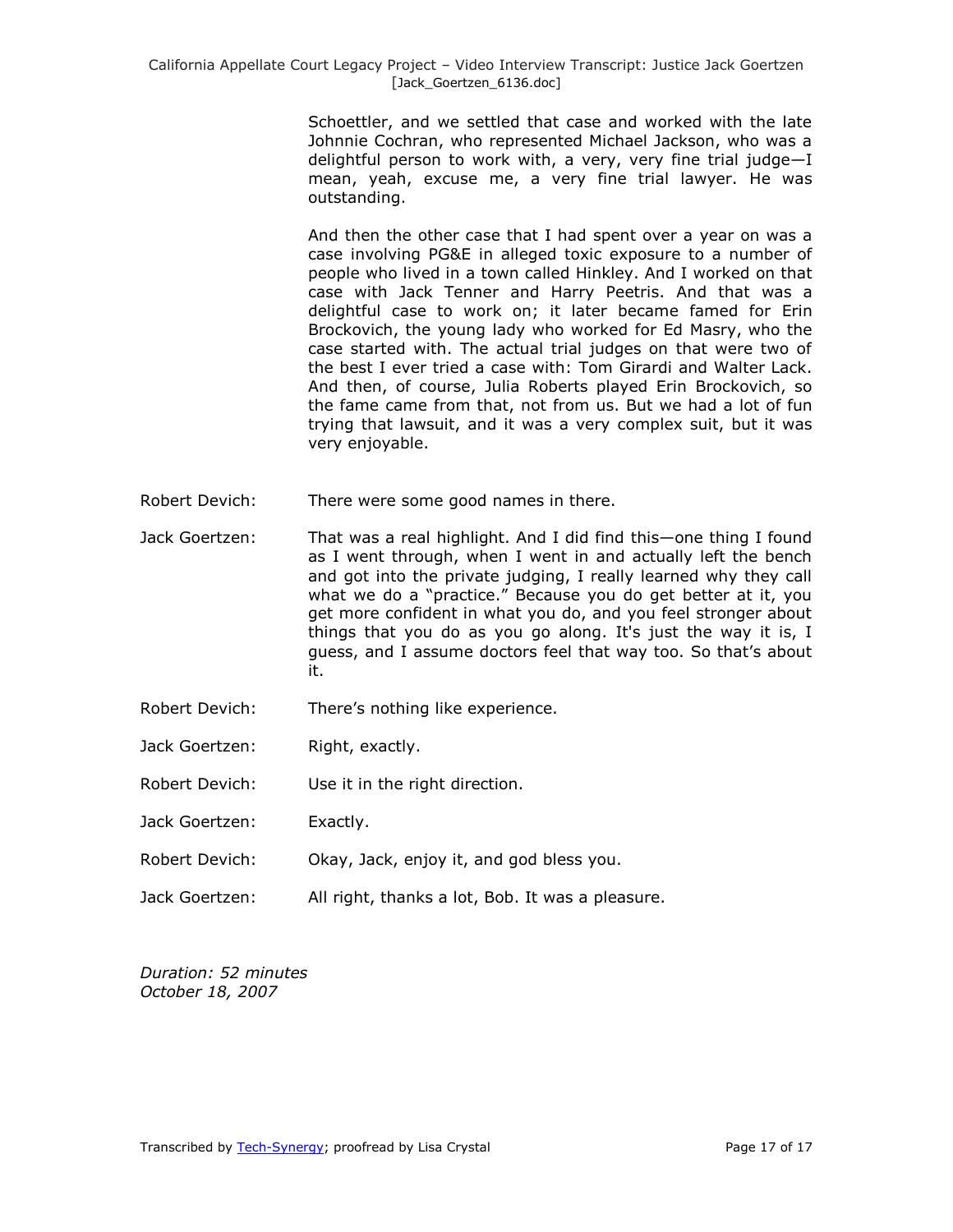Schoettler, and we settled that case and worked with the late Johnnie Cochran, who represented Michael Jackson, who was a delightful person to work with, a very, very fine trial judge—I mean, yeah, excuse me, a very fine trial lawyer. He was outstanding.

And then the other case that I had spent over a year on was a case involving PG&E in alleged toxic exposure to a number of people who lived in a town called Hinkley. And I worked on that case with Jack Tenner and Harry Peetris. And that was a delightful case to work on; it later became famed for Erin Brockovich, the young lady who worked for Ed Masry, who the case started with. The actual trial judges on that were two of the best I ever tried a case with: Tom Girardi and Walter Lack. And then, of course, Julia Roberts played Erin Brockovich, so the fame came from that, not from us. But we had a lot of fun trying that lawsuit, and it was a very complex suit, but it was very enjoyable.

Robert Devich: There were some good names in there.

Jack Goertzen: That was a real highlight. And I did find this—one thing I found as I went through, when I went in and actually left the bench and got into the private judging, I really learned why they call what we do a "practice." Because you do get better at it, you get more confident in what you do, and you feel stronger about things that you do as you go along. It's just the way it is, I guess, and I assume doctors feel that way too. So that's about it.

Robert Devich: There's nothing like experience.

Jack Goertzen: Right, exactly.

Robert Devich: Use it in the right direction.

Jack Goertzen: Exactly.

Robert Devich: Okay, Jack, enjoy it, and god bless you.

Jack Goertzen: All right, thanks a lot, Bob. It was a pleasure.

*Duration: 52 minutes*
*October 18, 2007*

Transcribed by Tech-Synergy; proofread by Lisa Crystal